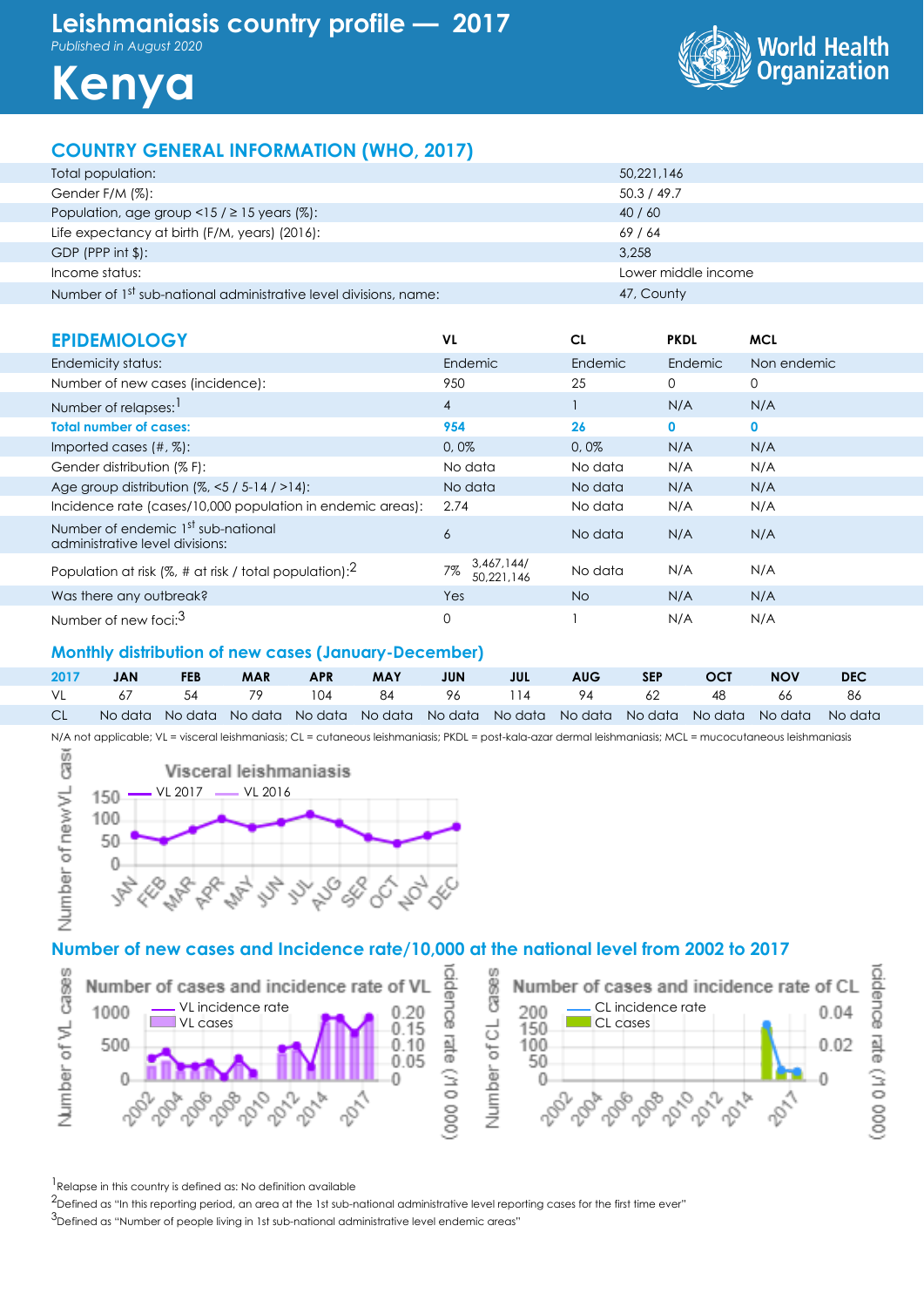# Leishmaniasis country profile — 2017

*Published in August 2020*

# Kenya

World Health Organization

## COUNTRY GENERAL INFORMATION (WHO, 2017)

| | |
|---|---|
| Total population: | 50,221,146 |
| Gender F/M (%): | 50.3 / 49.7 |
| Population, age group <15 / ≥ 15 years (%): | 40 / 60 |
| Life expectancy at birth (F/M, years) (2016): | 69 / 64 |
| GDP (PPP int $): | 3,258 |
| Income status: | Lower middle income |
| Number of 1st sub-national administrative level divisions, name: | 47, County |

## EPIDEMIOLOGY

| | VL | CL | PKDL | MCL |
|---|---|---|---|---|
| Endemicity status: | Endemic | Endemic | Endemic | Non endemic |
| Number of new cases (incidence): | 950 | 25 | 0 | 0 |
| Number of relapses:[1] | 4 | 1 | N/A | N/A |
| **Total number of cases:** | **954** | **26** | **0** | **0** |
| Imported cases (#, %): | 0, 0% | 0, 0% | N/A | N/A |
| Gender distribution (% F): | No data | No data | N/A | N/A |
| Age group distribution (%, <5 / 5-14 / >14): | No data | No data | N/A | N/A |
| Incidence rate (cases/10,000 population in endemic areas): | 2.74 | No data | N/A | N/A |
| Number of endemic 1st sub-national administrative level divisions: | 6 | No data | N/A | N/A |
| Population at risk (%, # at risk / total population):[2] | 7% 3,467,144/ 50,221,146 | No data | N/A | N/A |
| Was there any outbreak? | Yes | No | N/A | N/A |
| Number of new foci:[3] | 0 | 1 | N/A | N/A |

### Monthly distribution of new cases (January-December)

| 2017 | JAN | FEB | MAR | APR | MAY | JUN | JUL | AUG | SEP | OCT | NOV | DEC |
|---|---|---|---|---|---|---|---|---|---|---|---|---|
| VL | 67 | 54 | 79 | 104 | 84 | 96 | 114 | 94 | 62 | 48 | 66 | 86 |
| CL | No data | No data | No data | No data | No data | No data | No data | No data | No data | No data | No data | No data |

N/A not applicable; VL = visceral leishmaniasis; CL = cutaneous leishmaniasis; PKDL = post-kala-azar dermal leishmaniasis; MCL = mucocutaneous leishmaniasis

### Number of new cases and Incidence rate/10,000 at the national level from 2002 to 2017

[1]Relapse in this country is defined as: No definition available

[2]Defined as "In this reporting period, an area at the 1st sub-national administrative level reporting cases for the first time ever"

[3]Defined as "Number of people living in 1st sub-national administrative level endemic areas"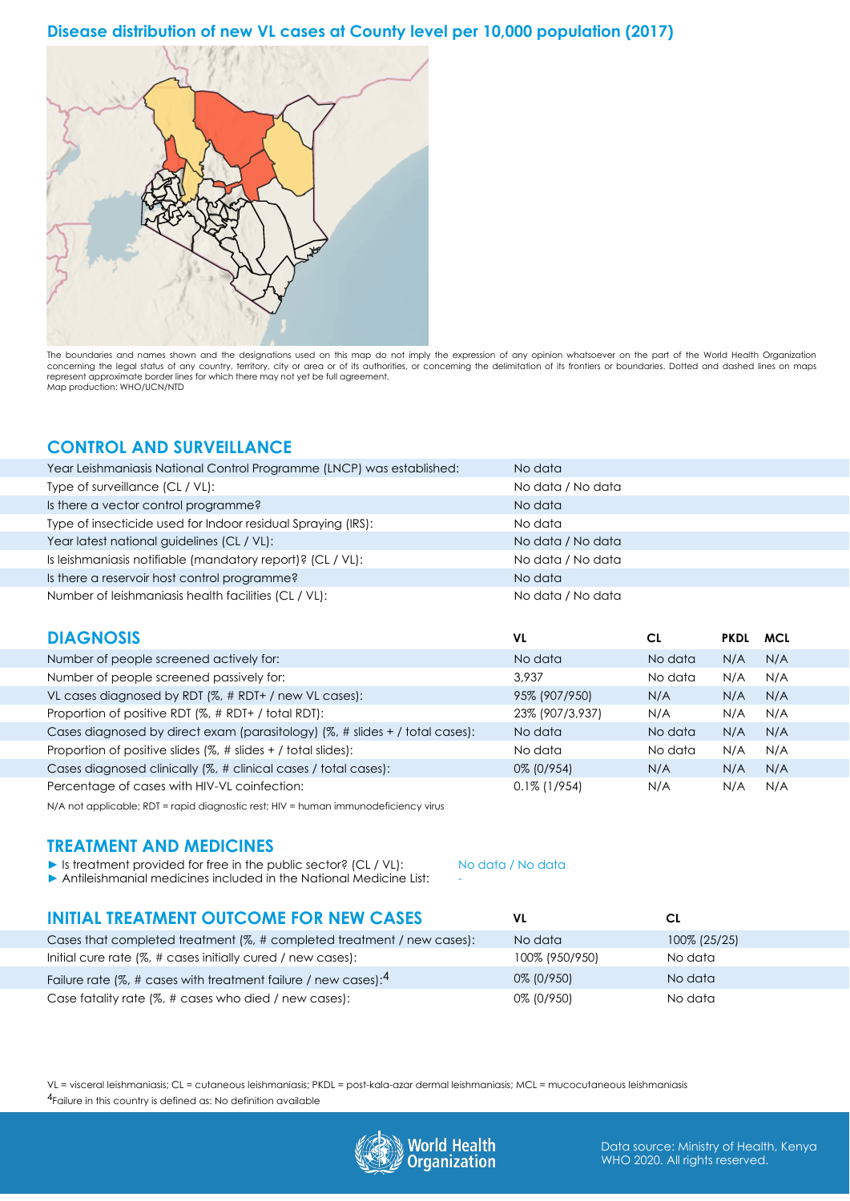## Disease distribution of new VL cases at County level per 10,000 population (2017)

The boundaries and names shown and the designations used on this map do not imply the expression of any opinion whatsoever on the part of the World Health Organization concerning the legal status of any country, territory, city or area or of its authorities, or concerning the delimitation of its frontiers or boundaries. Dotted and dashed lines on maps represent approximate border lines for which there may not yet be full agreement.
Map production: WHO/UCN/NTD

## CONTROL AND SURVEILLANCE

| | |
|---|---|
| Year Leishmaniasis National Control Programme (LNCP) was established: | No data |
| Type of surveillance (CL / VL): | No data / No data |
| Is there a vector control programme? | No data |
| Type of insecticide used for Indoor residual Spraying (IRS): | No data |
| Year latest national guidelines (CL / VL): | No data / No data |
| Is leishmaniasis notifiable (mandatory report)? (CL / VL): | No data / No data |
| Is there a reservoir host control programme? | No data |
| Number of leishmaniasis health facilities (CL / VL): | No data / No data |

## DIAGNOSIS

| | VL | CL | PKDL | MCL |
|---|---|---|---|---|
| Number of people screened actively for: | No data | No data | N/A | N/A |
| Number of people screened passively for: | 3,937 | No data | N/A | N/A |
| VL cases diagnosed by RDT (%, # RDT+ / new VL cases): | 95% (907/950) | N/A | N/A | N/A |
| Proportion of positive RDT (%, # RDT+ / total RDT): | 23% (907/3,937) | N/A | N/A | N/A |
| Cases diagnosed by direct exam (parasitology) (%, # slides + / total cases): | No data | No data | N/A | N/A |
| Proportion of positive slides (%, # slides + / total slides): | No data | No data | N/A | N/A |
| Cases diagnosed clinically (%, # clinical cases / total cases): | 0% (0/954) | N/A | N/A | N/A |
| Percentage of cases with HIV-VL coinfection: | 0.1% (1/954) | N/A | N/A | N/A |

N/A not applicable; RDT = rapid diagnostic rest; HIV = human immunodeficiency virus

## TREATMENT AND MEDICINES

- ► Is treatment provided for free in the public sector? (CL / VL): No data / No data
- ► Antileishmanial medicines included in the National Medicine List: -

## INITIAL TREATMENT OUTCOME FOR NEW CASES

| | VL | CL |
|---|---|---|
| Cases that completed treatment (%, # completed treatment / new cases): | No data | 100% (25/25) |
| Initial cure rate (%, # cases initially cured / new cases): | 100% (950/950) | No data |
| Failure rate (%, # cases with treatment failure / new cases):[4] | 0% (0/950) | No data |
| Case fatality rate (%, # cases who died / new cases): | 0% (0/950) | No data |

VL = visceral leishmaniasis; CL = cutaneous leishmaniasis; PKDL = post-kala-azar dermal leishmaniasis; MCL = mucocutaneous leishmaniasis

[4]Failure in this country is defined as: No definition available

World Health Organization

Data source: Ministry of Health, Kenya
WHO 2020. All rights reserved.